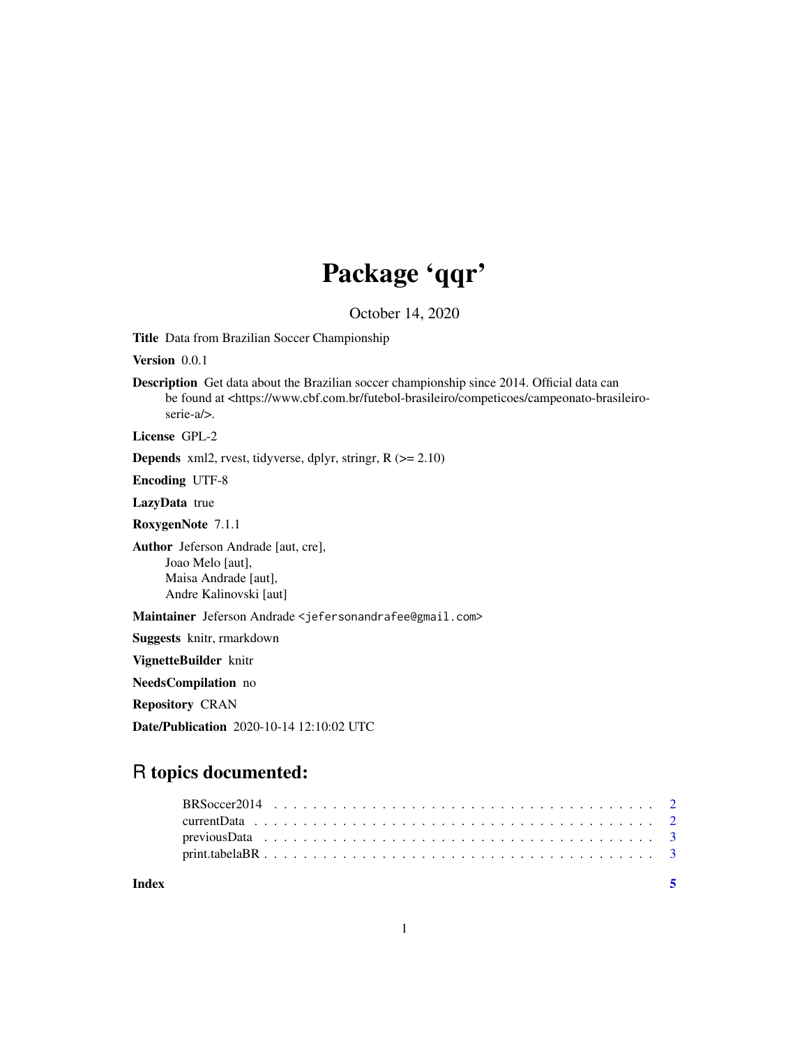# Package 'qqr'

October 14, 2020

**Title** Data from Brazilian Soccer Championship

**Version** 0.0.1

**Description** Get data about the Brazilian soccer championship since 2014. Official data can be found at <https://www.cbf.com.br/futebol-brasileiro/competicoes/campeonato-brasileiro-serie-a/>.

**License** GPL-2

**Depends** xml2, rvest, tidyverse, dplyr, stringr, R (>= 2.10)

**Encoding** UTF-8

**LazyData** true

**RoxygenNote** 7.1.1

**Author** Jeferson Andrade [aut, cre],
Joao Melo [aut],
Maisa Andrade [aut],
Andre Kalinovski [aut]

**Maintainer** Jeferson Andrade <jefersonandrafee@gmail.com>

**Suggests** knitr, rmarkdown

**VignetteBuilder** knitr

**NeedsCompilation** no

**Repository** CRAN

**Date/Publication** 2020-10-14 12:10:02 UTC

## R topics documented:

- BRSoccer2014 . . . . . . . . . . . . . . . . . . . . . . . . . . . . . . . . . . . . . . . . 2
- currentData . . . . . . . . . . . . . . . . . . . . . . . . . . . . . . . . . . . . . . . . 2
- previousData . . . . . . . . . . . . . . . . . . . . . . . . . . . . . . . . . . . . . . . . 3
- print.tabelaBR . . . . . . . . . . . . . . . . . . . . . . . . . . . . . . . . . . . . . . . . 3

**Index** 5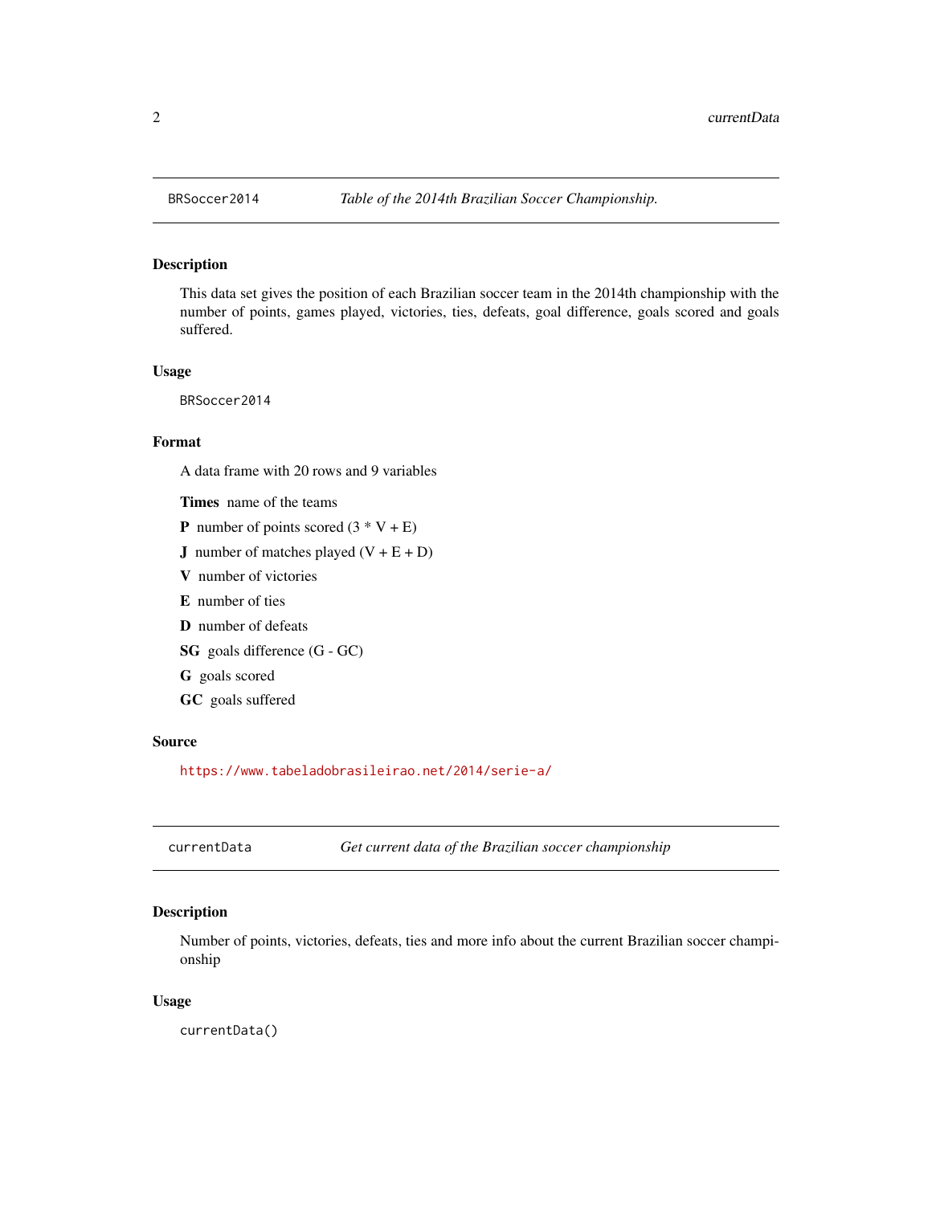## BRSoccer2014 — *Table of the 2014th Brazilian Soccer Championship.*

### Description

This data set gives the position of each Brazilian soccer team in the 2014th championship with the number of points, games played, victories, ties, defeats, goal difference, goals scored and goals suffered.

### Usage

```
BRSoccer2014
```

### Format

A data frame with 20 rows and 9 variables

- **Times** name of the teams
- **P** number of points scored (3 * V + E)
- **J** number of matches played (V + E + D)
- **V** number of victories
- **E** number of ties
- **D** number of defeats
- **SG** goals difference (G - GC)
- **G** goals scored
- **GC** goals suffered

### Source

https://www.tabeladobrasileirao.net/2014/serie-a/

## currentData — *Get current data of the Brazilian soccer championship*

### Description

Number of points, victories, defeats, ties and more info about the current Brazilian soccer championship

### Usage

```
currentData()
```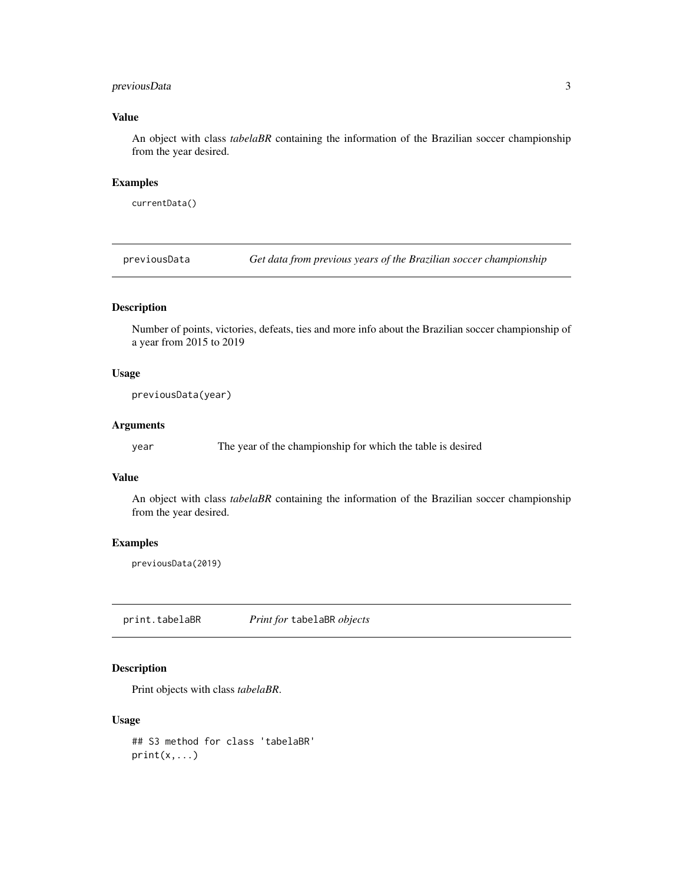### Value

An object with class *tabelaBR* containing the information of the Brazilian soccer championship from the year desired.

### Examples

```
currentData()
```

---

## previousData — *Get data from previous years of the Brazilian soccer championship*

### Description

Number of points, victories, defeats, ties and more info about the Brazilian soccer championship of a year from 2015 to 2019

### Usage

```
previousData(year)
```

### Arguments

| | |
|---|---|
| `year` | The year of the championship for which the table is desired |

### Value

An object with class *tabelaBR* containing the information of the Brazilian soccer championship from the year desired.

### Examples

```
previousData(2019)
```

---

## print.tabelaBR — *Print for* `tabelaBR` *objects*

### Description

Print objects with class *tabelaBR*.

### Usage

```
## S3 method for class 'tabelaBR'
print(x,...)
```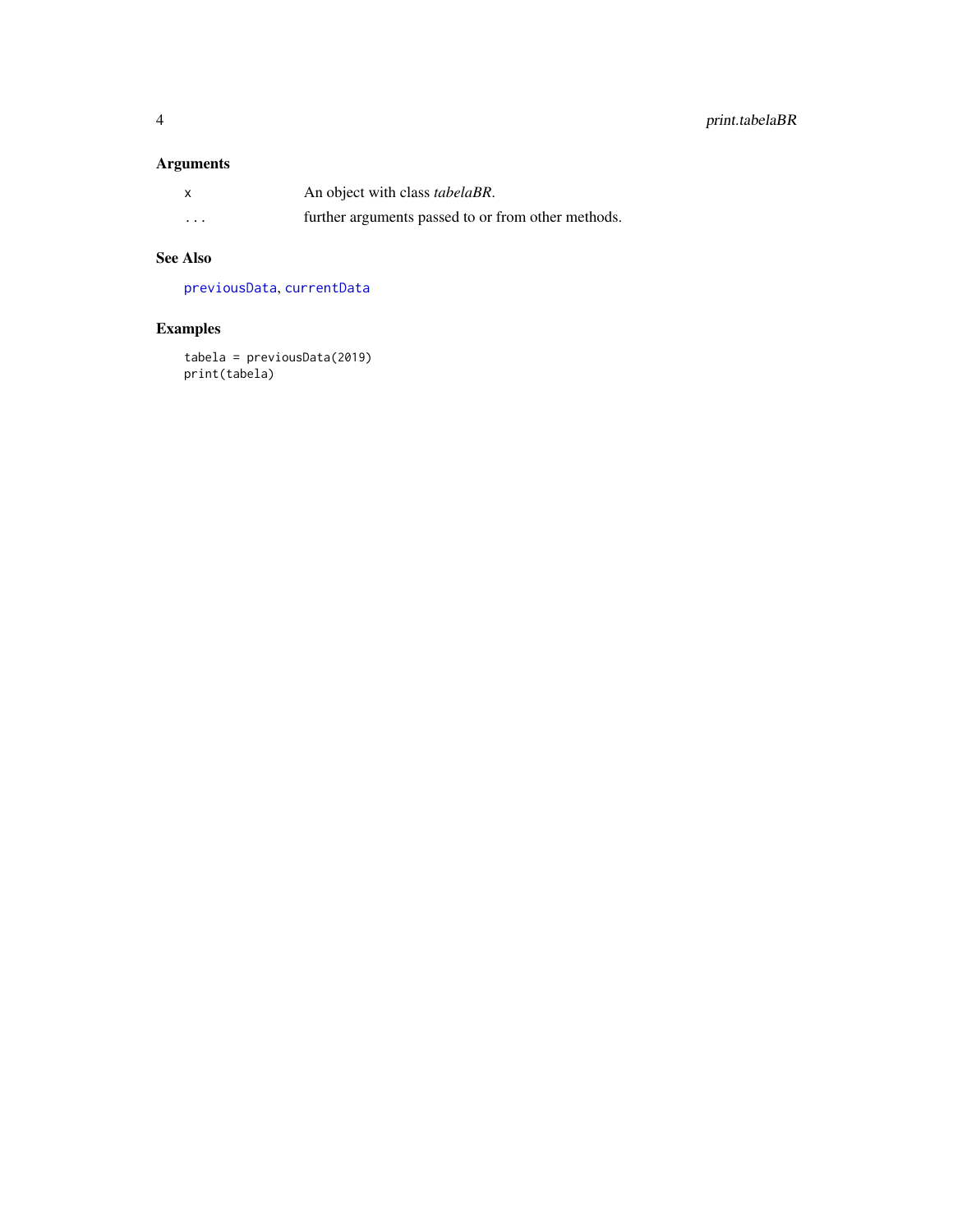## Arguments

| | |
|---|---|
| `x` | An object with class *tabelaBR*. |
| `...` | further arguments passed to or from other methods. |

## See Also

`previousData`, `currentData`

## Examples

```
tabela = previousData(2019)
print(tabela)
```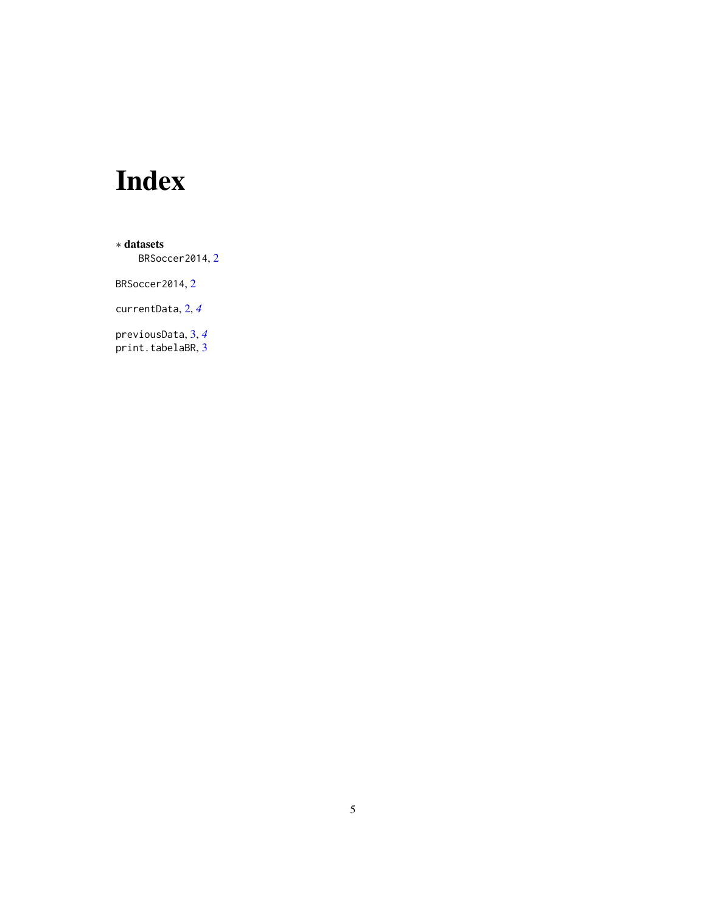# Index

∗ **datasets**
    BRSoccer2014, 2

BRSoccer2014, 2

currentData, 2, *4*

previousData, 3, *4*
print.tabelaBR, 3